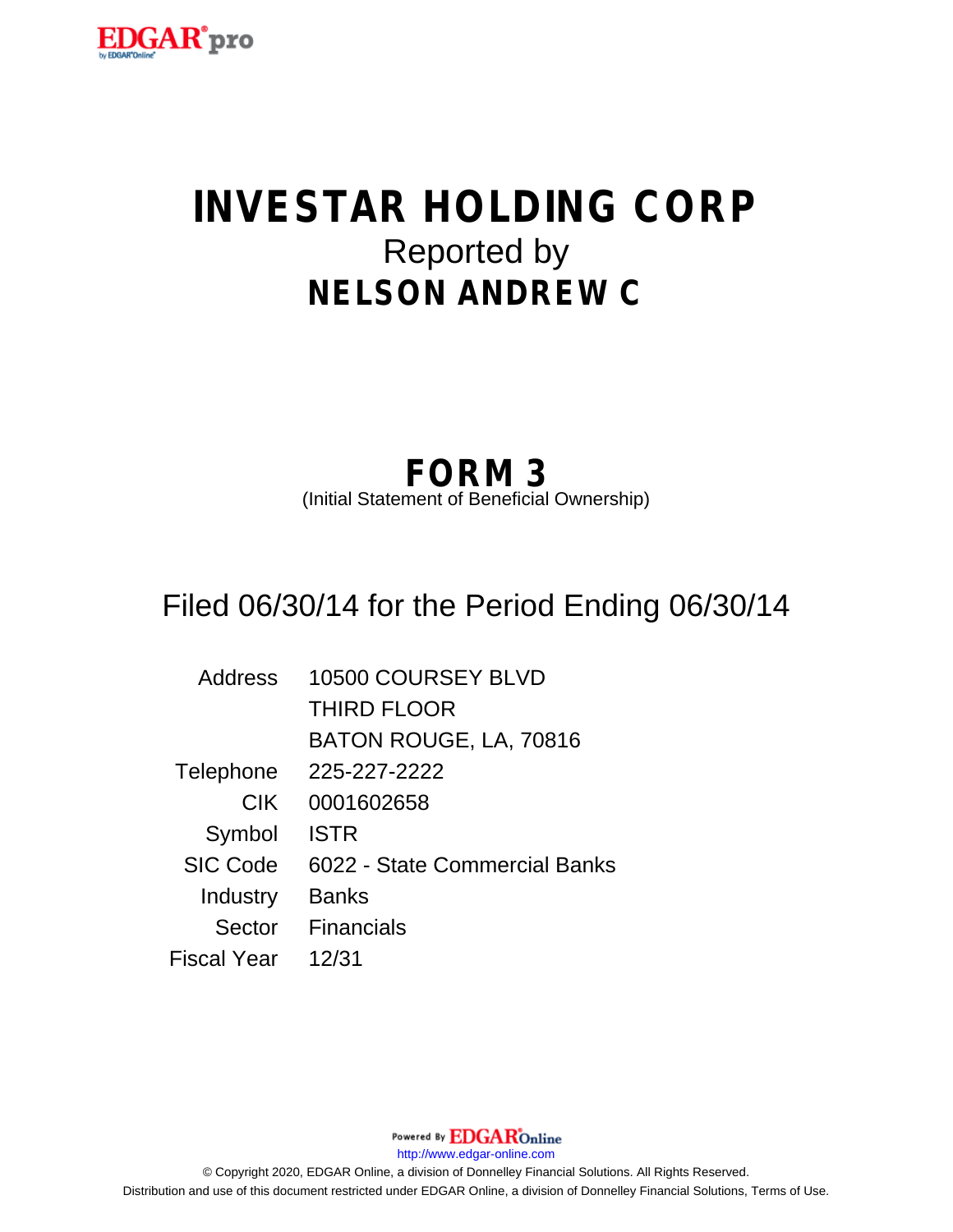# INVESTAR HOLDING CORP

Reported by

## NELSON ANDREW C

## FORM 3

(Initial Statement of Beneficial Ownership)

Filed 06/30/14 for the Period Ending 06/30/14

| | |
|---|---|
| Address | 10500 COURSEY BLVD<br>THIRD FLOOR<br>BATON ROUGE, LA, 70816 |
| Telephone | 225-227-2222 |
| CIK | 0001602658 |
| Symbol | ISTR |
| SIC Code | 6022 - State Commercial Banks |
| Industry | Banks |
| Sector | Financials |
| Fiscal Year | 12/31 |

Powered By EDGAR Online

http://www.edgar-online.com

© Copyright 2020, EDGAR Online, a division of Donnelley Financial Solutions. All Rights Reserved.

Distribution and use of this document restricted under EDGAR Online, a division of Donnelley Financial Solutions, Terms of Use.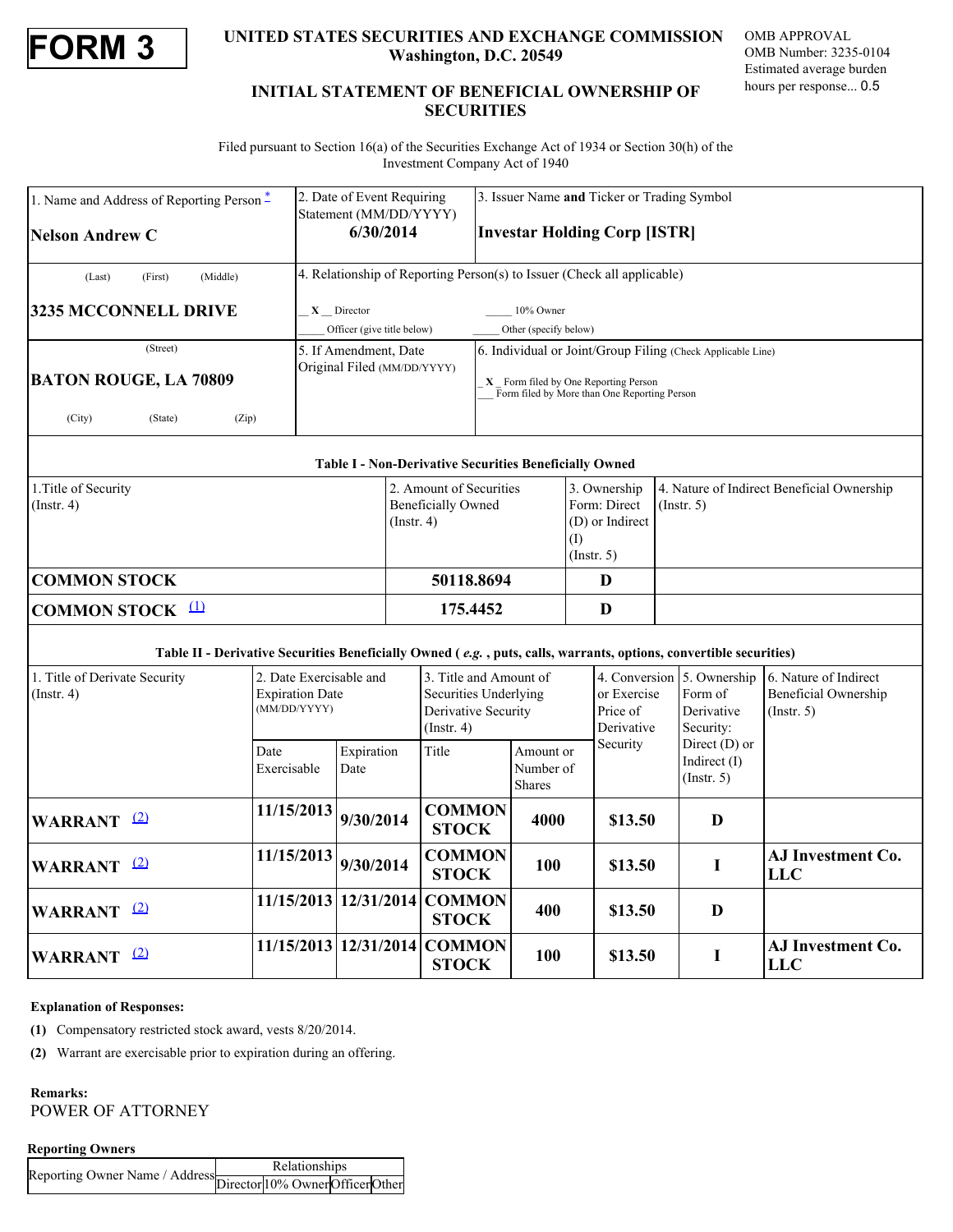# FORM 3

**UNITED STATES SECURITIES AND EXCHANGE COMMISSION**
**Washington, D.C. 20549**

OMB APPROVAL
OMB Number: 3235-0104
Estimated average burden hours per response... 0.5

## INITIAL STATEMENT OF BENEFICIAL OWNERSHIP OF SECURITIES

Filed pursuant to Section 16(a) of the Securities Exchange Act of 1934 or Section 30(h) of the Investment Company Act of 1940

| 1. Name and Address of Reporting Person * | 2. Date of Event Requiring Statement (MM/DD/YYYY) | 3. Issuer Name **and** Ticker or Trading Symbol |
|---|---|---|
| **Nelson Andrew C** | **6/30/2014** | **Investar Holding Corp [ISTR]** |
| (Last) (First) (Middle) | 4. Relationship of Reporting Person(s) to Issuer (Check all applicable) | |
| **3235 MCCONNELL DRIVE** | _X_ Director ___ 10% Owner ___ Officer (give title below) ___ Other (specify below) | |
| (Street) | 5. If Amendment, Date Original Filed (MM/DD/YYYY) | 6. Individual or Joint/Group Filing (Check Applicable Line) |
| **BATON ROUGE, LA 70809** | | _X_ Form filed by One Reporting Person ___ Form filed by More than One Reporting Person |
| (City) (State) (Zip) | | |

**Table I - Non-Derivative Securities Beneficially Owned**

| 1.Title of Security (Instr. 4) | 2. Amount of Securities Beneficially Owned (Instr. 4) | 3. Ownership Form: Direct (D) or Indirect (I) (Instr. 5) | 4. Nature of Indirect Beneficial Ownership (Instr. 5) |
|---|---|---|---|
| **COMMON STOCK** | **50118.8694** | **D** | |
| **COMMON STOCK** (1) | **175.4452** | **D** | |

**Table II - Derivative Securities Beneficially Owned (*e.g.*, puts, calls, warrants, options, convertible securities)**

| 1. Title of Derivate Security (Instr. 4) | 2. Date Exercisable and Expiration Date (MM/DD/YYYY) | | 3. Title and Amount of Securities Underlying Derivative Security (Instr. 4) | | 4. Conversion or Exercise Price of Derivative Security | 5. Ownership Form of Derivative Security: Direct (D) or Indirect (I) (Instr. 5) | 6. Nature of Indirect Beneficial Ownership (Instr. 5) |
|---|---|---|---|---|---|---|---|
| | Date Exercisable | Expiration Date | Title | Amount or Number of Shares | | | |
| **WARRANT** (2) | **11/15/2013** | **9/30/2014** | **COMMON STOCK** | **4000** | **$13.50** | **D** | |
| **WARRANT** (2) | **11/15/2013** | **9/30/2014** | **COMMON STOCK** | **100** | **$13.50** | **I** | **AJ Investment Co. LLC** |
| **WARRANT** (2) | **11/15/2013** | **12/31/2014** | **COMMON STOCK** | **400** | **$13.50** | **D** | |
| **WARRANT** (2) | **11/15/2013** | **12/31/2014** | **COMMON STOCK** | **100** | **$13.50** | **I** | **AJ Investment Co. LLC** |

**Explanation of Responses:**

**(1)** Compensatory restricted stock award, vests 8/20/2014.

**(2)** Warrant are exercisable prior to expiration during an offering.

**Remarks:**
POWER OF ATTORNEY

**Reporting Owners**

| Reporting Owner Name / Address | Relationships | | | |
|---|---|---|---|---|
| | Director | 10% Owner | Officer | Other |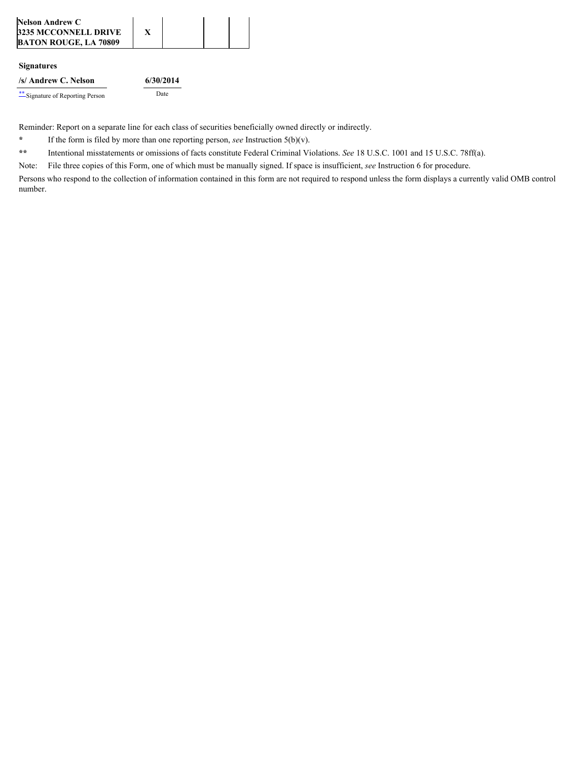| Nelson Andrew C<br>3235 MCCONNELL DRIVE<br>BATON ROUGE, LA 70809 | X | | | |
|---|---|---|---|---|

**Signatures**

| /s/ Andrew C. Nelson | 6/30/2014 |
|---|---|
| ** Signature of Reporting Person | Date |

Reminder: Report on a separate line for each class of securities beneficially owned directly or indirectly.

\* If the form is filed by more than one reporting person, *see* Instruction 5(b)(v).

\** Intentional misstatements or omissions of facts constitute Federal Criminal Violations. *See* 18 U.S.C. 1001 and 15 U.S.C. 78ff(a).

Note: File three copies of this Form, one of which must be manually signed. If space is insufficient, *see* Instruction 6 for procedure.

Persons who respond to the collection of information contained in this form are not required to respond unless the form displays a currently valid OMB control number.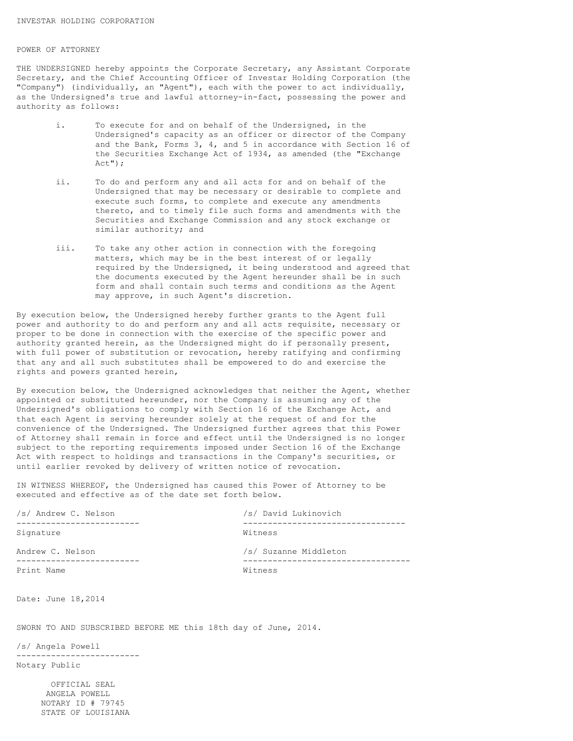INVESTAR HOLDING CORPORATION

POWER OF ATTORNEY

THE UNDERSIGNED hereby appoints the Corporate Secretary, any Assistant Corporate Secretary, and the Chief Accounting Officer of Investar Holding Corporation (the "Company") (individually, an "Agent"), each with the power to act individually, as the Undersigned's true and lawful attorney-in-fact, possessing the power and authority as follows:

i. To execute for and on behalf of the Undersigned, in the Undersigned's capacity as an officer or director of the Company and the Bank, Forms 3, 4, and 5 in accordance with Section 16 of the Securities Exchange Act of 1934, as amended (the "Exchange Act");

ii. To do and perform any and all acts for and on behalf of the Undersigned that may be necessary or desirable to complete and execute such forms, to complete and execute any amendments thereto, and to timely file such forms and amendments with the Securities and Exchange Commission and any stock exchange or similar authority; and

iii. To take any other action in connection with the foregoing matters, which may be in the best interest of or legally required by the Undersigned, it being understood and agreed that the documents executed by the Agent hereunder shall be in such form and shall contain such terms and conditions as the Agent may approve, in such Agent's discretion.

By execution below, the Undersigned hereby further grants to the Agent full power and authority to do and perform any and all acts requisite, necessary or proper to be done in connection with the exercise of the specific power and authority granted herein, as the Undersigned might do if personally present, with full power of substitution or revocation, hereby ratifying and confirming that any and all such substitutes shall be empowered to do and exercise the rights and powers granted herein,

By execution below, the Undersigned acknowledges that neither the Agent, whether appointed or substituted hereunder, nor the Company is assuming any of the Undersigned's obligations to comply with Section 16 of the Exchange Act, and that each Agent is serving hereunder solely at the request of and for the convenience of the Undersigned. The Undersigned further agrees that this Power of Attorney shall remain in force and effect until the Undersigned is no longer subject to the reporting requirements imposed under Section 16 of the Exchange Act with respect to holdings and transactions in the Company's securities, or until earlier revoked by delivery of written notice of revocation.

IN WITNESS WHEREOF, the Undersigned has caused this Power of Attorney to be executed and effective as of the date set forth below.

| | |
|---|---|
| /s/ Andrew C. Nelson | /s/ David Lukinovich |
| Signature | Witness |
| Andrew C. Nelson | /s/ Suzanne Middleton |
| Print Name | Witness |

Date: June 18,2014

SWORN TO AND SUBSCRIBED BEFORE ME this 18th day of June, 2014.

/s/ Angela Powell

Notary Public

OFFICIAL SEAL
ANGELA POWELL
NOTARY ID # 79745
STATE OF LOUISIANA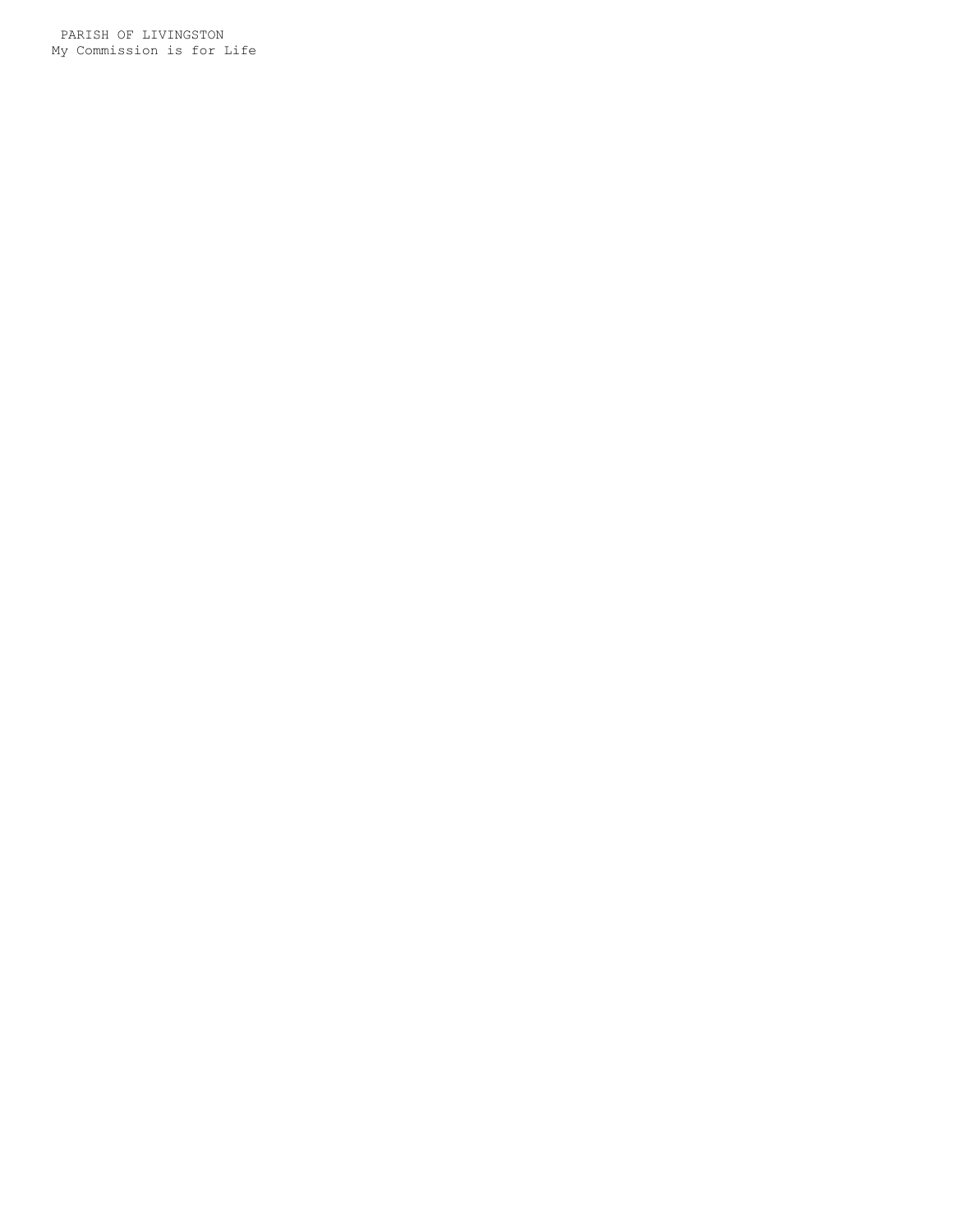PARISH OF LIVINGSTON
My Commission is for Life